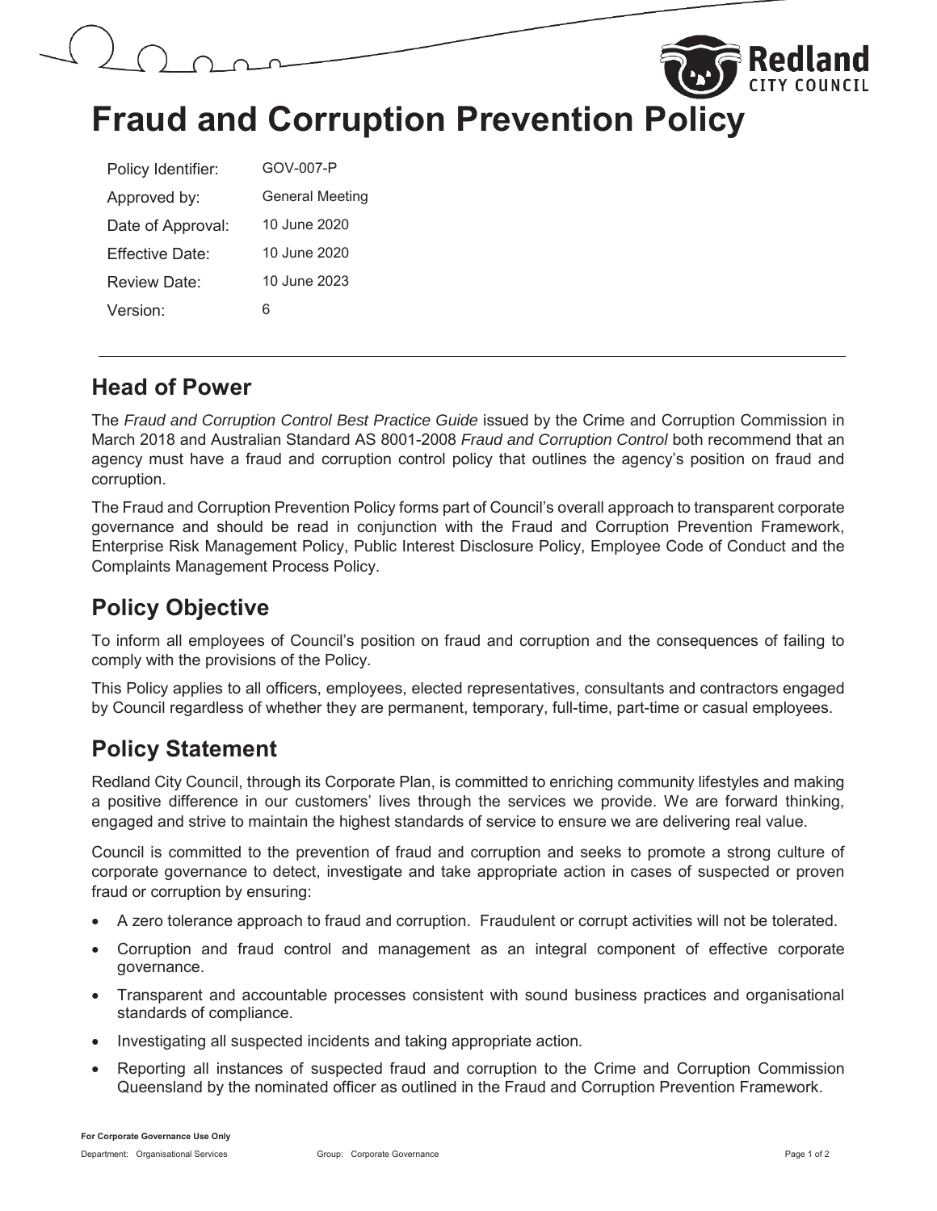# Fraud and Corruption Prevention Policy

| | |
|---|---|
| Policy Identifier: | GOV-007-P |
| Approved by: | General Meeting |
| Date of Approval: | 10 June 2020 |
| Effective Date: | 10 June 2020 |
| Review Date: | 10 June 2023 |
| Version: | 6 |

## Head of Power

The *Fraud and Corruption Control Best Practice Guide* issued by the Crime and Corruption Commission in March 2018 and Australian Standard AS 8001-2008 *Fraud and Corruption Control* both recommend that an agency must have a fraud and corruption control policy that outlines the agency's position on fraud and corruption.

The Fraud and Corruption Prevention Policy forms part of Council's overall approach to transparent corporate governance and should be read in conjunction with the Fraud and Corruption Prevention Framework, Enterprise Risk Management Policy, Public Interest Disclosure Policy, Employee Code of Conduct and the Complaints Management Process Policy.

## Policy Objective

To inform all employees of Council's position on fraud and corruption and the consequences of failing to comply with the provisions of the Policy.

This Policy applies to all officers, employees, elected representatives, consultants and contractors engaged by Council regardless of whether they are permanent, temporary, full-time, part-time or casual employees.

## Policy Statement

Redland City Council, through its Corporate Plan, is committed to enriching community lifestyles and making a positive difference in our customers' lives through the services we provide. We are forward thinking, engaged and strive to maintain the highest standards of service to ensure we are delivering real value.

Council is committed to the prevention of fraud and corruption and seeks to promote a strong culture of corporate governance to detect, investigate and take appropriate action in cases of suspected or proven fraud or corruption by ensuring:

- A zero tolerance approach to fraud and corruption. Fraudulent or corrupt activities will not be tolerated.
- Corruption and fraud control and management as an integral component of effective corporate governance.
- Transparent and accountable processes consistent with sound business practices and organisational standards of compliance.
- Investigating all suspected incidents and taking appropriate action.
- Reporting all instances of suspected fraud and corruption to the Crime and Corruption Commission Queensland by the nominated officer as outlined in the Fraud and Corruption Prevention Framework.

For Corporate Governance Use Only

Department: Organisational Services Group: Corporate Governance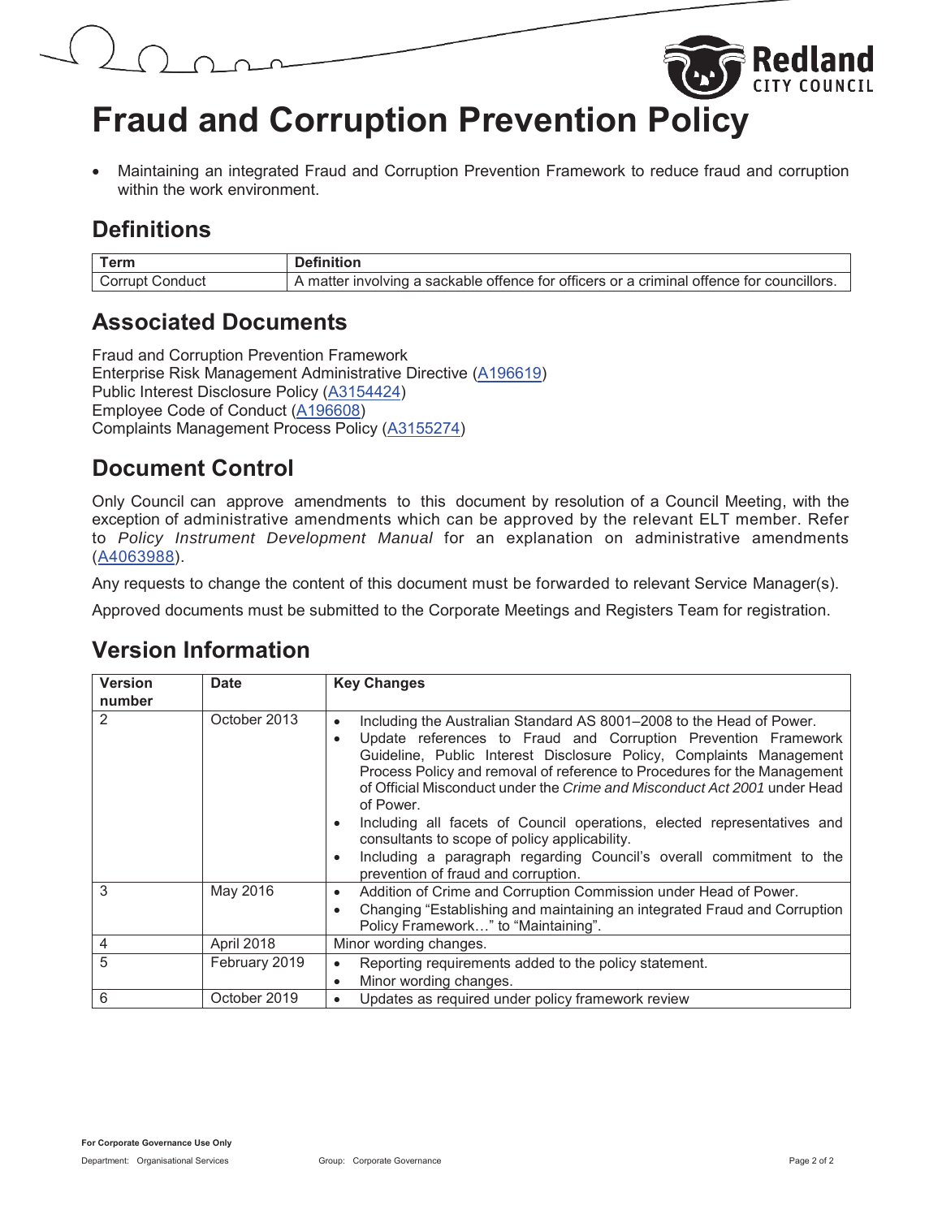# Fraud and Corruption Prevention Policy

- Maintaining an integrated Fraud and Corruption Prevention Framework to reduce fraud and corruption within the work environment.

## Definitions

| Term | Definition |
|---|---|
| Corrupt Conduct | A matter involving a sackable offence for officers or a criminal offence for councillors. |

## Associated Documents

Fraud and Corruption Prevention Framework
Enterprise Risk Management Administrative Directive (A196619)
Public Interest Disclosure Policy (A3154424)
Employee Code of Conduct (A196608)
Complaints Management Process Policy (A3155274)

## Document Control

Only Council can approve amendments to this document by resolution of a Council Meeting, with the exception of administrative amendments which can be approved by the relevant ELT member. Refer to *Policy Instrument Development Manual* for an explanation on administrative amendments (A4063988).

Any requests to change the content of this document must be forwarded to relevant Service Manager(s).

Approved documents must be submitted to the Corporate Meetings and Registers Team for registration.

## Version Information

| Version number | Date | Key Changes |
|---|---|---|
| 2 | October 2013 | • Including the Australian Standard AS 8001–2008 to the Head of Power.<br>• Update references to Fraud and Corruption Prevention Framework Guideline, Public Interest Disclosure Policy, Complaints Management Process Policy and removal of reference to Procedures for the Management of Official Misconduct under the *Crime and Misconduct Act 2001* under Head of Power.<br>• Including all facets of Council operations, elected representatives and consultants to scope of policy applicability.<br>• Including a paragraph regarding Council's overall commitment to the prevention of fraud and corruption. |
| 3 | May 2016 | • Addition of Crime and Corruption Commission under Head of Power.<br>• Changing "Establishing and maintaining an integrated Fraud and Corruption Policy Framework…" to "Maintaining". |
| 4 | April 2018 | Minor wording changes. |
| 5 | February 2019 | • Reporting requirements added to the policy statement.<br>• Minor wording changes. |
| 6 | October 2019 | • Updates as required under policy framework review |

**For Corporate Governance Use Only**

Department: Organisational Services Group: Corporate Governance